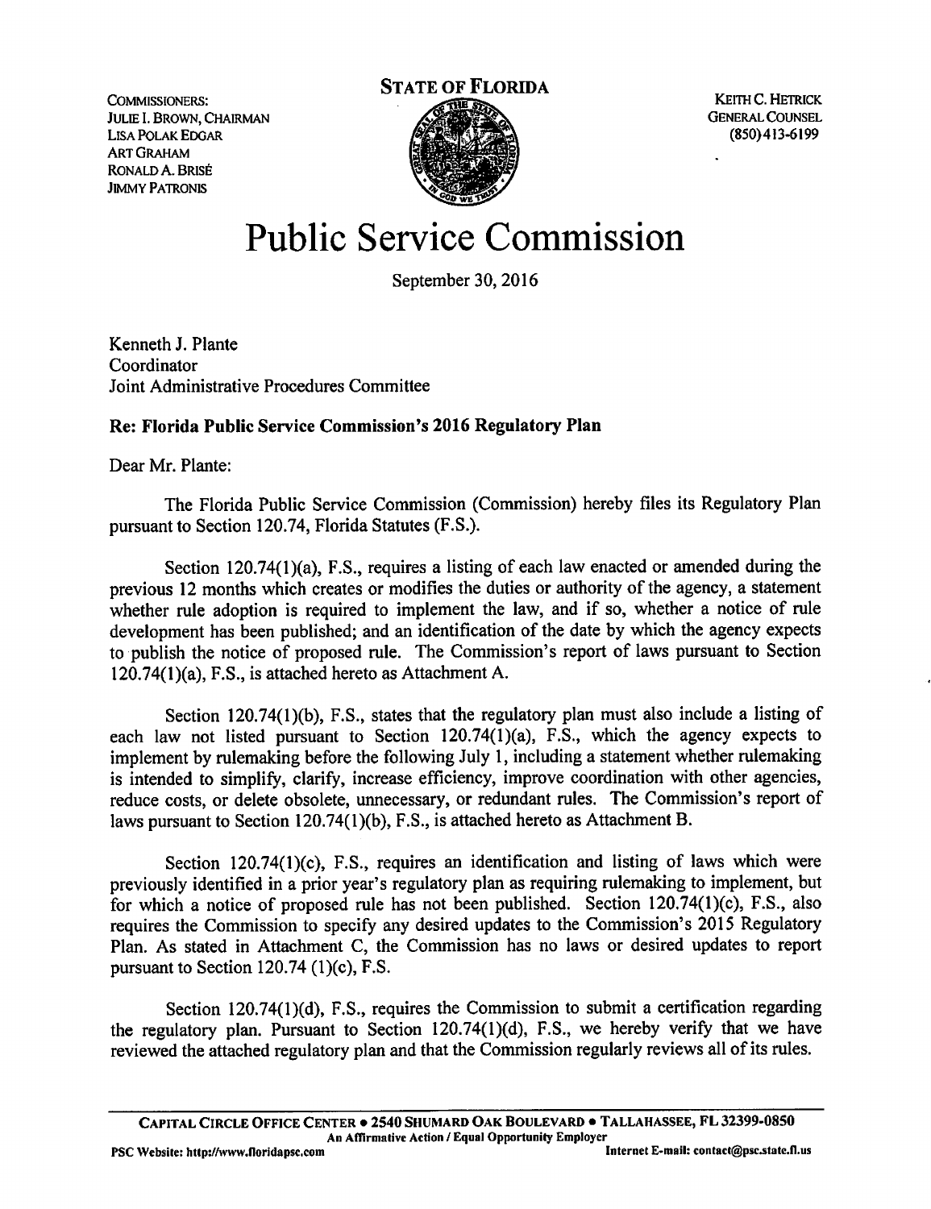COMMISSIONERS:
JULIE I. BROWN, CHAIRMAN
LISA POLAK EDGAR
ART GRAHAM
RONALD A. BRISÉ
JIMMY PATRONIS

STATE OF FLORIDA

KEITH C. HETRICK
GENERAL COUNSEL
(850)413-6199

# Public Service Commission

September 30, 2016

Kenneth J. Plante
Coordinator
Joint Administrative Procedures Committee

**Re: Florida Public Service Commission's 2016 Regulatory Plan**

Dear Mr. Plante:

The Florida Public Service Commission (Commission) hereby files its Regulatory Plan pursuant to Section 120.74, Florida Statutes (F.S.).

Section 120.74(1)(a), F.S., requires a listing of each law enacted or amended during the previous 12 months which creates or modifies the duties or authority of the agency, a statement whether rule adoption is required to implement the law, and if so, whether a notice of rule development has been published; and an identification of the date by which the agency expects to publish the notice of proposed rule. The Commission's report of laws pursuant to Section 120.74(1)(a), F.S., is attached hereto as Attachment A.

Section 120.74(1)(b), F.S., states that the regulatory plan must also include a listing of each law not listed pursuant to Section 120.74(1)(a), F.S., which the agency expects to implement by rulemaking before the following July 1, including a statement whether rulemaking is intended to simplify, clarify, increase efficiency, improve coordination with other agencies, reduce costs, or delete obsolete, unnecessary, or redundant rules. The Commission's report of laws pursuant to Section 120.74(1)(b), F.S., is attached hereto as Attachment B.

Section 120.74(1)(c), F.S., requires an identification and listing of laws which were previously identified in a prior year's regulatory plan as requiring rulemaking to implement, but for which a notice of proposed rule has not been published. Section 120.74(1)(c), F.S., also requires the Commission to specify any desired updates to the Commission's 2015 Regulatory Plan. As stated in Attachment C, the Commission has no laws or desired updates to report pursuant to Section 120.74 (1)(c), F.S.

Section 120.74(1)(d), F.S., requires the Commission to submit a certification regarding the regulatory plan. Pursuant to Section 120.74(1)(d), F.S., we hereby verify that we have reviewed the attached regulatory plan and that the Commission regularly reviews all of its rules.

CAPITAL CIRCLE OFFICE CENTER • 2540 SHUMARD OAK BOULEVARD • TALLAHASSEE, FL 32399-0850
An Affirmative Action / Equal Opportunity Employer
PSC Website: http://www.floridapsc.com Internet E-mail: contact@psc.state.fl.us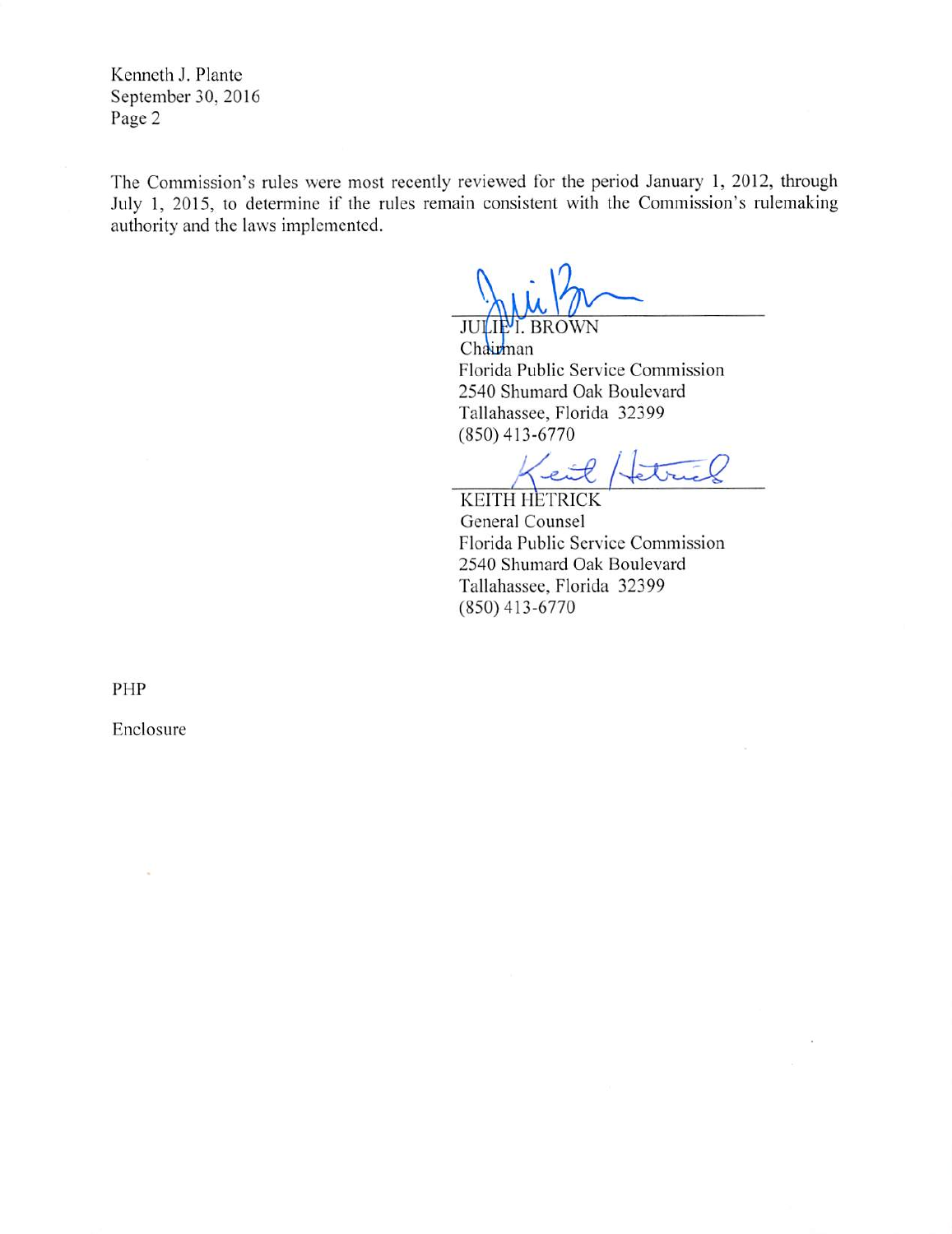The Commission's rules were most recently reviewed for the period January 1, 2012, through July 1, 2015, to determine if the rules remain consistent with the Commission's rulemaking authority and the laws implemented.

JULIE I. BROWN
Chairman
Florida Public Service Commission
2540 Shumard Oak Boulevard
Tallahassee, Florida 32399
(850) 413-6770

KEITH HETRICK
General Counsel
Florida Public Service Commission
2540 Shumard Oak Boulevard
Tallahassee, Florida 32399
(850) 413-6770

PHP

Enclosure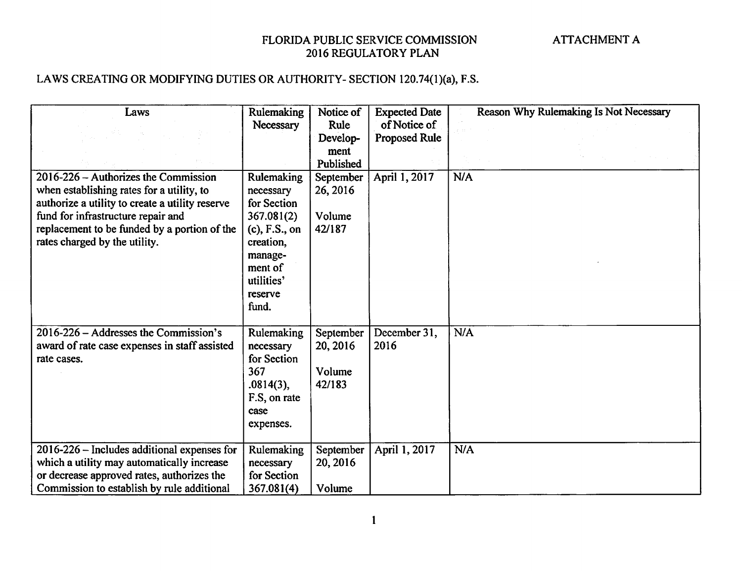FLORIDA PUBLIC SERVICE COMMISSION
2016 REGULATORY PLAN

ATTACHMENT A

LAWS CREATING OR MODIFYING DUTIES OR AUTHORITY- SECTION 120.74(1)(a), F.S.

| Laws | Rulemaking Necessary | Notice of Rule Development Published | Expected Date of Notice of Proposed Rule | Reason Why Rulemaking Is Not Necessary |
|---|---|---|---|---|
| 2016-226 – Authorizes the Commission when establishing rates for a utility, to authorize a utility to create a utility reserve fund for infrastructure repair and replacement to be funded by a portion of the rates charged by the utility. | Rulemaking necessary for Section 367.081(2)(c), F.S., on creation, management of utilities' reserve fund. | September 26, 2016 Volume 42/187 | April 1, 2017 | N/A |
| 2016-226 – Addresses the Commission's award of rate case expenses in staff assisted rate cases. | Rulemaking necessary for Section 367.0814(3), F.S, on rate case expenses. | September 20, 2016 Volume 42/183 | December 31, 2016 | N/A |
| 2016-226 – Includes additional expenses for which a utility may automatically increase or decrease approved rates, authorizes the Commission to establish by rule additional | Rulemaking necessary for Section 367.081(4) | September 20, 2016 Volume | April 1, 2017 | N/A |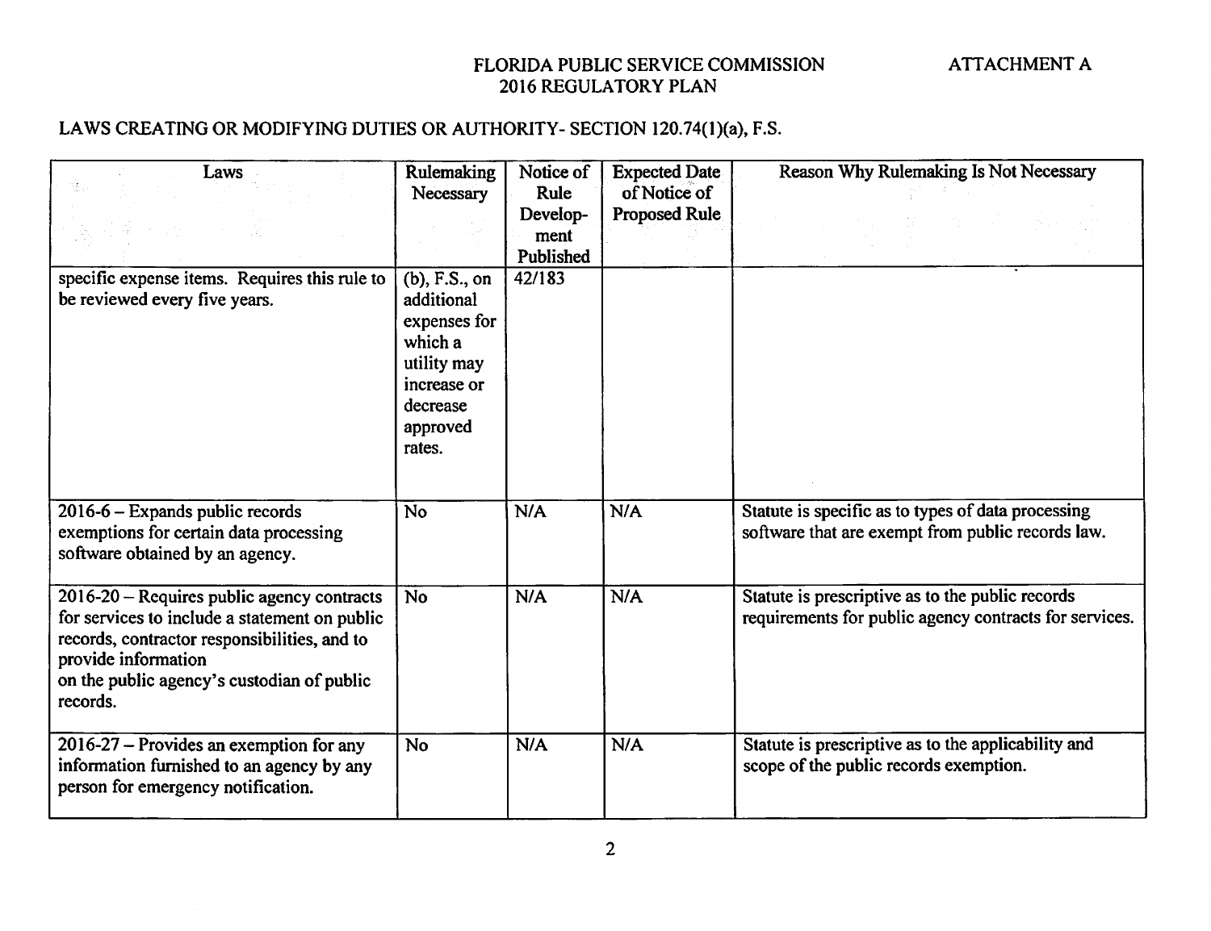FLORIDA PUBLIC SERVICE COMMISSION
2016 REGULATORY PLAN

ATTACHMENT A

LAWS CREATING OR MODIFYING DUTIES OR AUTHORITY- SECTION 120.74(1)(a), F.S.

| Laws | Rulemaking Necessary | Notice of Rule Development Published | Expected Date of Notice of Proposed Rule | Reason Why Rulemaking Is Not Necessary |
|---|---|---|---|---|
| specific expense items. Requires this rule to be reviewed every five years. | (b), F.S., on additional expenses for which a utility may increase or decrease approved rates. | 42/183 | | |
| 2016-6 – Expands public records exemptions for certain data processing software obtained by an agency. | No | N/A | N/A | Statute is specific as to types of data processing software that are exempt from public records law. |
| 2016-20 – Requires public agency contracts for services to include a statement on public records, contractor responsibilities, and to provide information on the public agency's custodian of public records. | No | N/A | N/A | Statute is prescriptive as to the public records requirements for public agency contracts for services. |
| 2016-27 – Provides an exemption for any information furnished to an agency by any person for emergency notification. | No | N/A | N/A | Statute is prescriptive as to the applicability and scope of the public records exemption. |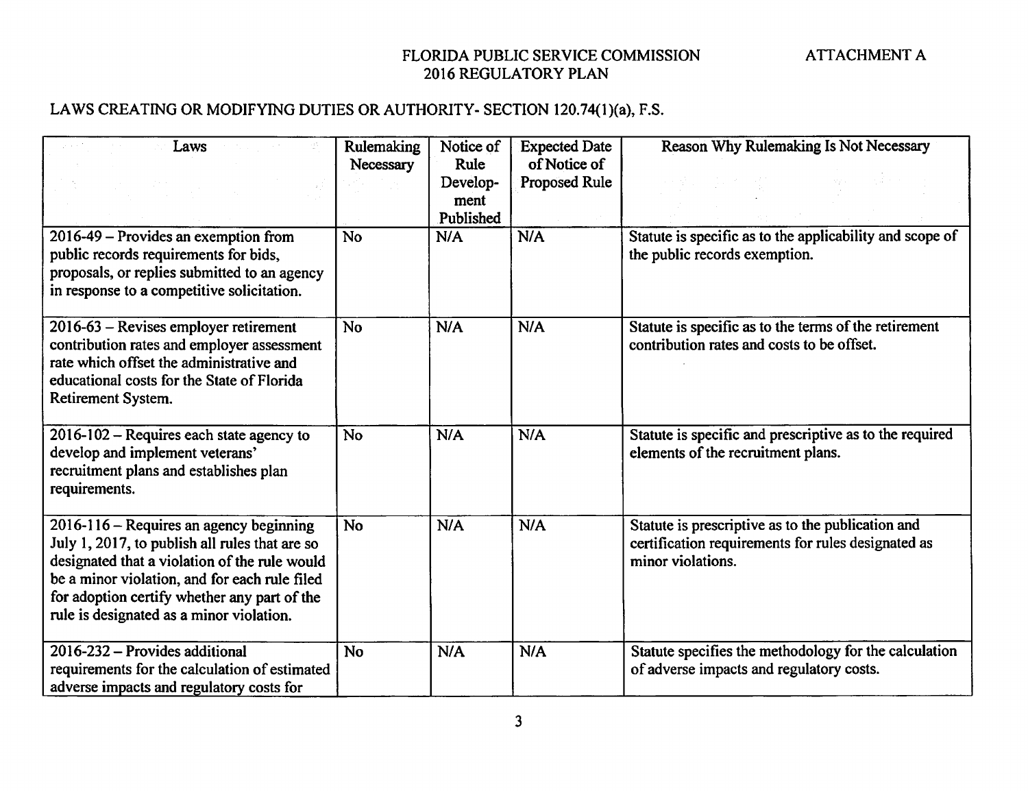FLORIDA PUBLIC SERVICE COMMISSION
2016 REGULATORY PLAN

ATTACHMENT A

LAWS CREATING OR MODIFYING DUTIES OR AUTHORITY- SECTION 120.74(1)(a), F.S.

| Laws | Rulemaking Necessary | Notice of Rule Develop-ment Published | Expected Date of Notice of Proposed Rule | Reason Why Rulemaking Is Not Necessary |
|---|---|---|---|---|
| 2016-49 – Provides an exemption from public records requirements for bids, proposals, or replies submitted to an agency in response to a competitive solicitation. | No | N/A | N/A | Statute is specific as to the applicability and scope of the public records exemption. |
| 2016-63 – Revises employer retirement contribution rates and employer assessment rate which offset the administrative and educational costs for the State of Florida Retirement System. | No | N/A | N/A | Statute is specific as to the terms of the retirement contribution rates and costs to be offset. |
| 2016-102 – Requires each state agency to develop and implement veterans' recruitment plans and establishes plan requirements. | No | N/A | N/A | Statute is specific and prescriptive as to the required elements of the recruitment plans. |
| 2016-116 – Requires an agency beginning July 1, 2017, to publish all rules that are so designated that a violation of the rule would be a minor violation, and for each rule filed for adoption certify whether any part of the rule is designated as a minor violation. | No | N/A | N/A | Statute is prescriptive as to the publication and certification requirements for rules designated as minor violations. |
| 2016-232 – Provides additional requirements for the calculation of estimated adverse impacts and regulatory costs for | No | N/A | N/A | Statute specifies the methodology for the calculation of adverse impacts and regulatory costs. |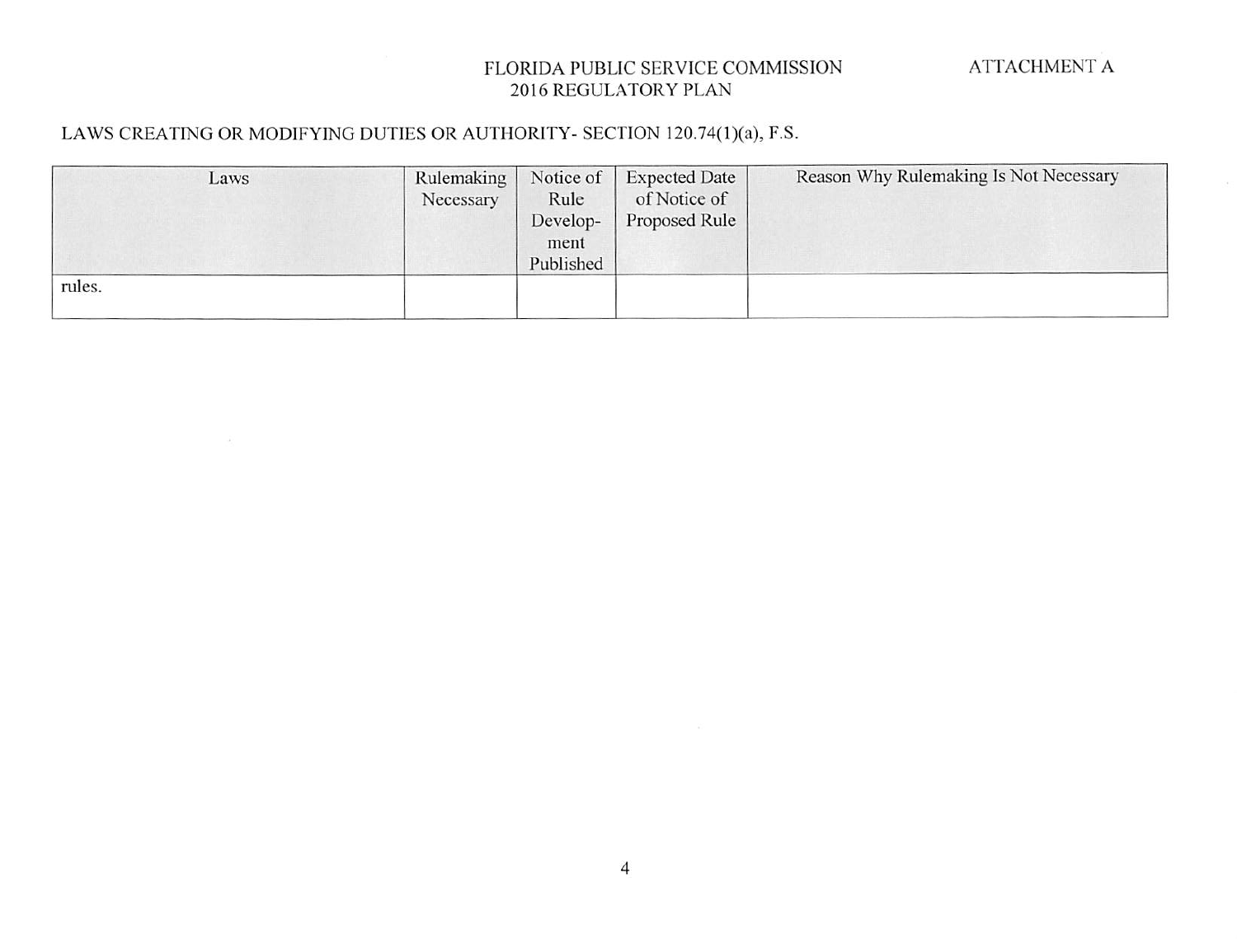FLORIDA PUBLIC SERVICE COMMISSION
2016 REGULATORY PLAN

ATTACHMENT A

LAWS CREATING OR MODIFYING DUTIES OR AUTHORITY- SECTION 120.74(1)(a), F.S.

| Laws | Rulemaking Necessary | Notice of Rule Develop-ment Published | Expected Date of Notice of Proposed Rule | Reason Why Rulemaking Is Not Necessary |
|---|---|---|---|---|
| rules. | | | | |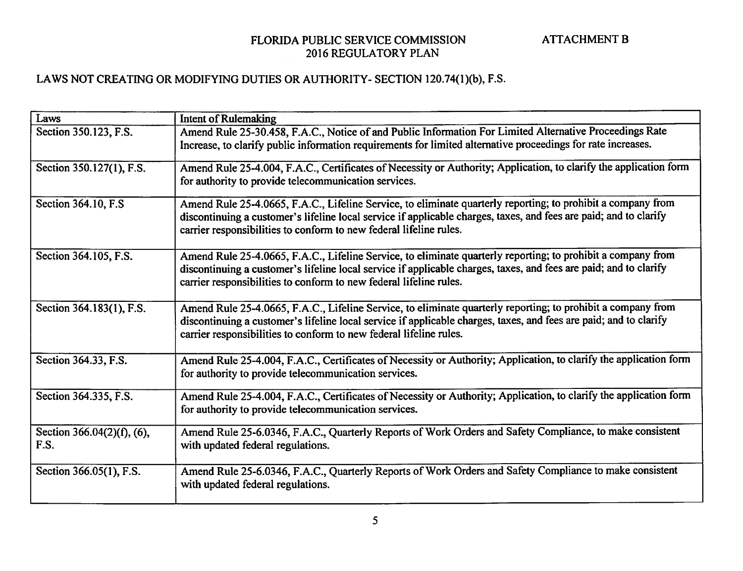FLORIDA PUBLIC SERVICE COMMISSION
2016 REGULATORY PLAN

ATTACHMENT B

LAWS NOT CREATING OR MODIFYING DUTIES OR AUTHORITY- SECTION 120.74(1)(b), F.S.

| Laws | Intent of Rulemaking |
|---|---|
| Section 350.123, F.S. | Amend Rule 25-30.458, F.A.C., Notice of and Public Information For Limited Alternative Proceedings Rate Increase, to clarify public information requirements for limited alternative proceedings for rate increases. |
| Section 350.127(1), F.S. | Amend Rule 25-4.004, F.A.C., Certificates of Necessity or Authority; Application, to clarify the application form for authority to provide telecommunication services. |
| Section 364.10, F.S | Amend Rule 25-4.0665, F.A.C., Lifeline Service, to eliminate quarterly reporting; to prohibit a company from discontinuing a customer's lifeline local service if applicable charges, taxes, and fees are paid; and to clarify carrier responsibilities to conform to new federal lifeline rules. |
| Section 364.105, F.S. | Amend Rule 25-4.0665, F.A.C., Lifeline Service, to eliminate quarterly reporting; to prohibit a company from discontinuing a customer's lifeline local service if applicable charges, taxes, and fees are paid; and to clarify carrier responsibilities to conform to new federal lifeline rules. |
| Section 364.183(1), F.S. | Amend Rule 25-4.0665, F.A.C., Lifeline Service, to eliminate quarterly reporting; to prohibit a company from discontinuing a customer's lifeline local service if applicable charges, taxes, and fees are paid; and to clarify carrier responsibilities to conform to new federal lifeline rules. |
| Section 364.33, F.S. | Amend Rule 25-4.004, F.A.C., Certificates of Necessity or Authority; Application, to clarify the application form for authority to provide telecommunication services. |
| Section 364.335, F.S. | Amend Rule 25-4.004, F.A.C., Certificates of Necessity or Authority; Application, to clarify the application form for authority to provide telecommunication services. |
| Section 366.04(2)(f), (6), F.S. | Amend Rule 25-6.0346, F.A.C., Quarterly Reports of Work Orders and Safety Compliance, to make consistent with updated federal regulations. |
| Section 366.05(1), F.S. | Amend Rule 25-6.0346, F.A.C., Quarterly Reports of Work Orders and Safety Compliance to make consistent with updated federal regulations. |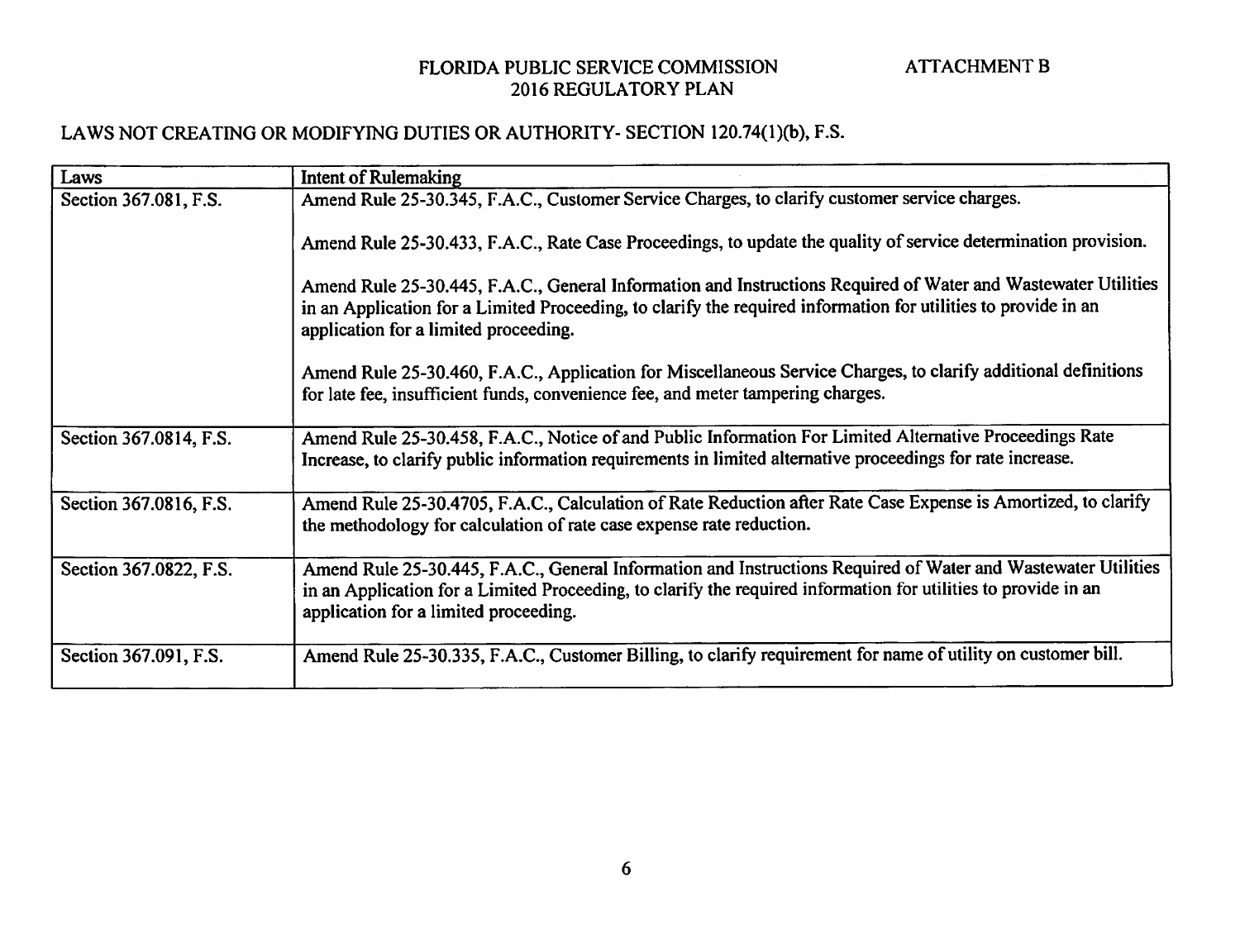FLORIDA PUBLIC SERVICE COMMISSION
2016 REGULATORY PLAN

ATTACHMENT B

LAWS NOT CREATING OR MODIFYING DUTIES OR AUTHORITY- SECTION 120.74(1)(b), F.S.

| Laws | Intent of Rulemaking |
| --- | --- |
| Section 367.081, F.S. | Amend Rule 25-30.345, F.A.C., Customer Service Charges, to clarify customer service charges.<br><br>Amend Rule 25-30.433, F.A.C., Rate Case Proceedings, to update the quality of service determination provision.<br><br>Amend Rule 25-30.445, F.A.C., General Information and Instructions Required of Water and Wastewater Utilities in an Application for a Limited Proceeding, to clarify the required information for utilities to provide in an application for a limited proceeding.<br><br>Amend Rule 25-30.460, F.A.C., Application for Miscellaneous Service Charges, to clarify additional definitions for late fee, insufficient funds, convenience fee, and meter tampering charges. |
| Section 367.0814, F.S. | Amend Rule 25-30.458, F.A.C., Notice of and Public Information For Limited Alternative Proceedings Rate Increase, to clarify public information requirements in limited alternative proceedings for rate increase. |
| Section 367.0816, F.S. | Amend Rule 25-30.4705, F.A.C., Calculation of Rate Reduction after Rate Case Expense is Amortized, to clarify the methodology for calculation of rate case expense rate reduction. |
| Section 367.0822, F.S. | Amend Rule 25-30.445, F.A.C., General Information and Instructions Required of Water and Wastewater Utilities in an Application for a Limited Proceeding, to clarify the required information for utilities to provide in an application for a limited proceeding. |
| Section 367.091, F.S. | Amend Rule 25-30.335, F.A.C., Customer Billing, to clarify requirement for name of utility on customer bill. |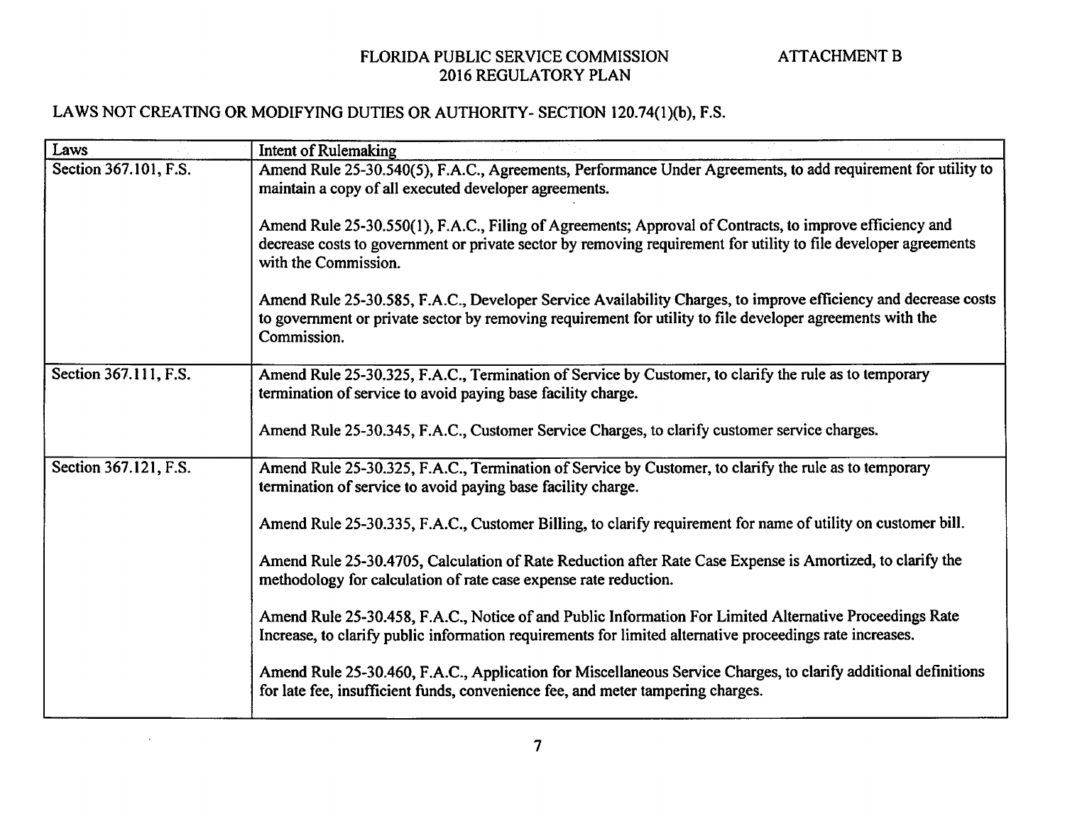FLORIDA PUBLIC SERVICE COMMISSION
2016 REGULATORY PLAN

ATTACHMENT B

LAWS NOT CREATING OR MODIFYING DUTIES OR AUTHORITY- SECTION 120.74(1)(b), F.S.

| Laws | Intent of Rulemaking |
|---|---|
| Section 367.101, F.S. | Amend Rule 25-30.540(5), F.A.C., Agreements, Performance Under Agreements, to add requirement for utility to maintain a copy of all executed developer agreements.<br><br>Amend Rule 25-30.550(1), F.A.C., Filing of Agreements; Approval of Contracts, to improve efficiency and decrease costs to government or private sector by removing requirement for utility to file developer agreements with the Commission.<br><br>Amend Rule 25-30.585, F.A.C., Developer Service Availability Charges, to improve efficiency and decrease costs to government or private sector by removing requirement for utility to file developer agreements with the Commission. |
| Section 367.111, F.S. | Amend Rule 25-30.325, F.A.C., Termination of Service by Customer, to clarify the rule as to temporary termination of service to avoid paying base facility charge.<br><br>Amend Rule 25-30.345, F.A.C., Customer Service Charges, to clarify customer service charges. |
| Section 367.121, F.S. | Amend Rule 25-30.325, F.A.C., Termination of Service by Customer, to clarify the rule as to temporary termination of service to avoid paying base facility charge.<br><br>Amend Rule 25-30.335, F.A.C., Customer Billing, to clarify requirement for name of utility on customer bill.<br><br>Amend Rule 25-30.4705, Calculation of Rate Reduction after Rate Case Expense is Amortized, to clarify the methodology for calculation of rate case expense rate reduction.<br><br>Amend Rule 25-30.458, F.A.C., Notice of and Public Information For Limited Alternative Proceedings Rate Increase, to clarify public information requirements for limited alternative proceedings rate increases.<br><br>Amend Rule 25-30.460, F.A.C., Application for Miscellaneous Service Charges, to clarify additional definitions for late fee, insufficient funds, convenience fee, and meter tampering charges. |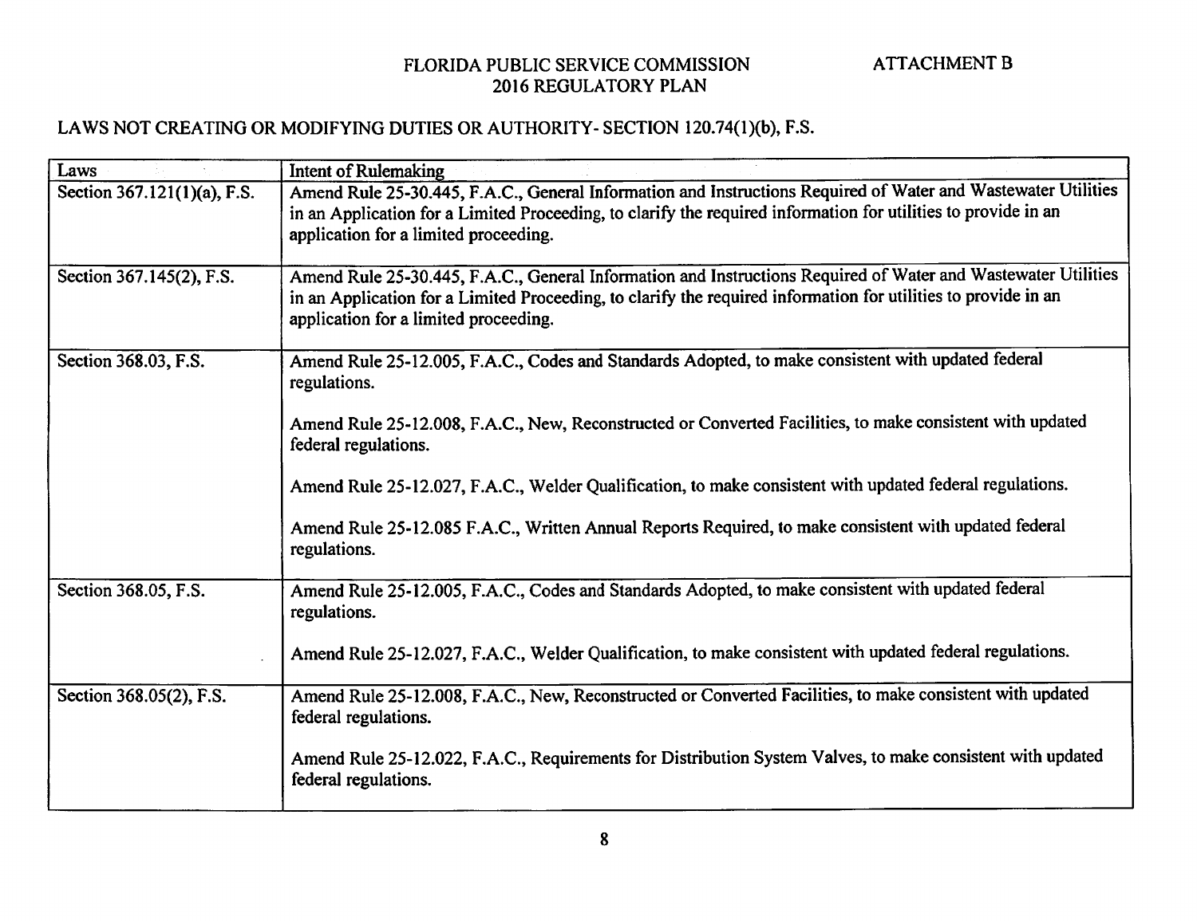FLORIDA PUBLIC SERVICE COMMISSION
2016 REGULATORY PLAN

ATTACHMENT B

LAWS NOT CREATING OR MODIFYING DUTIES OR AUTHORITY- SECTION 120.74(1)(b), F.S.

| Laws | Intent of Rulemaking |
|---|---|
| Section 367.121(1)(a), F.S. | Amend Rule 25-30.445, F.A.C., General Information and Instructions Required of Water and Wastewater Utilities in an Application for a Limited Proceeding, to clarify the required information for utilities to provide in an application for a limited proceeding. |
| Section 367.145(2), F.S. | Amend Rule 25-30.445, F.A.C., General Information and Instructions Required of Water and Wastewater Utilities in an Application for a Limited Proceeding, to clarify the required information for utilities to provide in an application for a limited proceeding. |
| Section 368.03, F.S. | Amend Rule 25-12.005, F.A.C., Codes and Standards Adopted, to make consistent with updated federal regulations.<br><br>Amend Rule 25-12.008, F.A.C., New, Reconstructed or Converted Facilities, to make consistent with updated federal regulations.<br><br>Amend Rule 25-12.027, F.A.C., Welder Qualification, to make consistent with updated federal regulations.<br><br>Amend Rule 25-12.085 F.A.C., Written Annual Reports Required, to make consistent with updated federal regulations. |
| Section 368.05, F.S. | Amend Rule 25-12.005, F.A.C., Codes and Standards Adopted, to make consistent with updated federal regulations.<br><br>Amend Rule 25-12.027, F.A.C., Welder Qualification, to make consistent with updated federal regulations. |
| Section 368.05(2), F.S. | Amend Rule 25-12.008, F.A.C., New, Reconstructed or Converted Facilities, to make consistent with updated federal regulations.<br><br>Amend Rule 25-12.022, F.A.C., Requirements for Distribution System Valves, to make consistent with updated federal regulations. |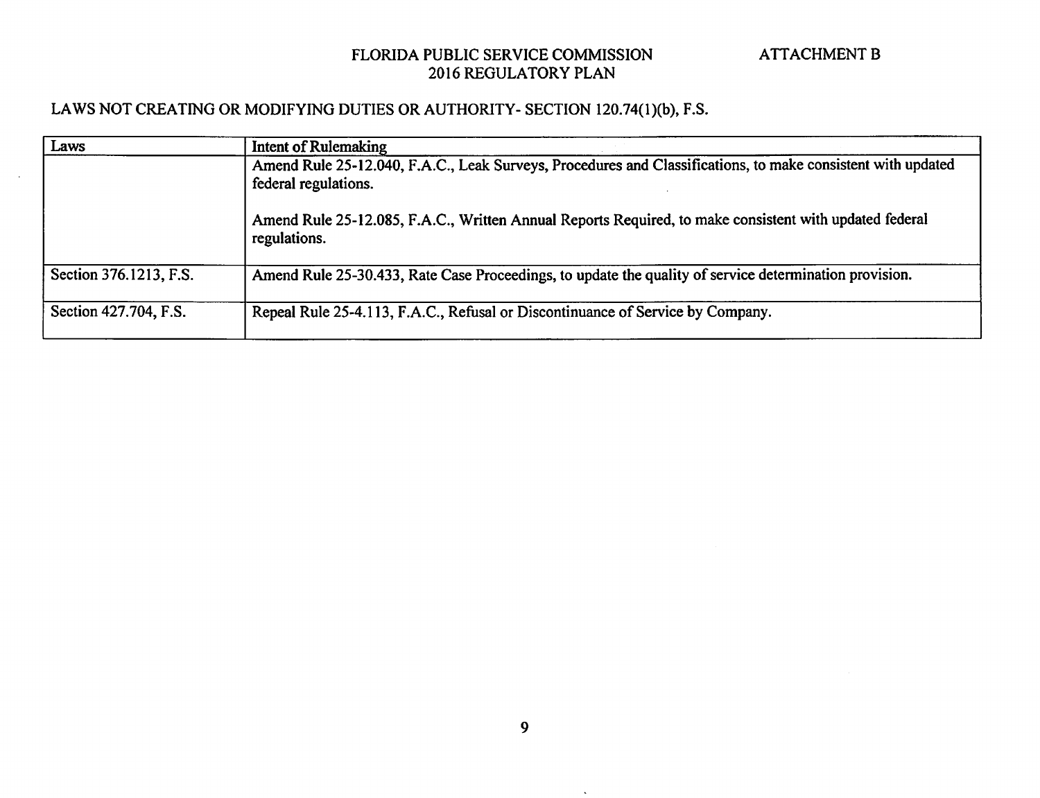FLORIDA PUBLIC SERVICE COMMISSION
2016 REGULATORY PLAN

ATTACHMENT B

LAWS NOT CREATING OR MODIFYING DUTIES OR AUTHORITY- SECTION 120.74(1)(b), F.S.

| Laws | Intent of Rulemaking |
|---|---|
| | Amend Rule 25-12.040, F.A.C., Leak Surveys, Procedures and Classifications, to make consistent with updated federal regulations.<br><br>Amend Rule 25-12.085, F.A.C., Written Annual Reports Required, to make consistent with updated federal regulations. |
| Section 376.1213, F.S. | Amend Rule 25-30.433, Rate Case Proceedings, to update the quality of service determination provision. |
| Section 427.704, F.S. | Repeal Rule 25-4.113, F.A.C., Refusal or Discontinuance of Service by Company. |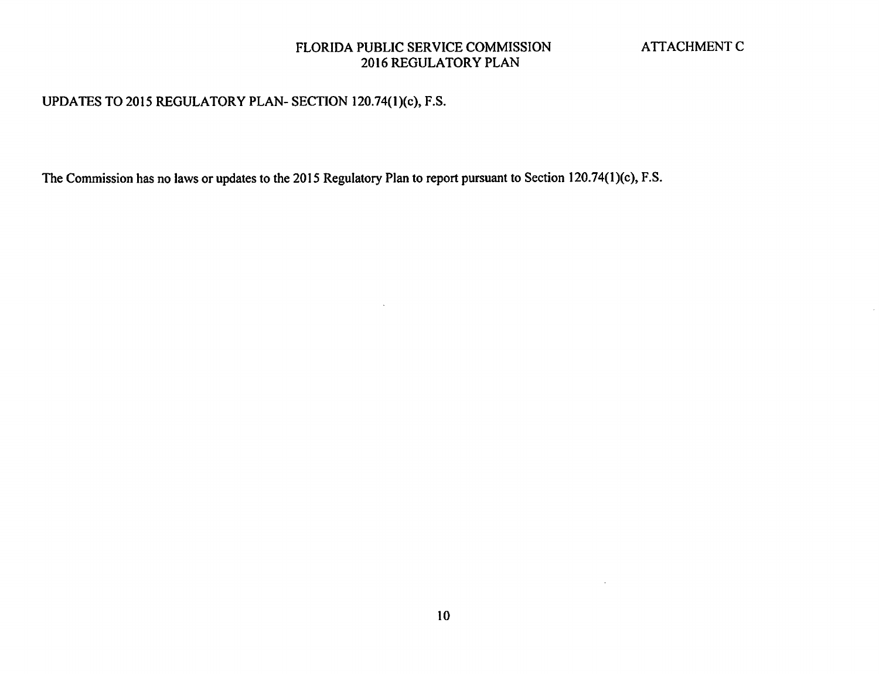FLORIDA PUBLIC SERVICE COMMISSION
2016 REGULATORY PLAN

ATTACHMENT C

UPDATES TO 2015 REGULATORY PLAN- SECTION 120.74(1)(c), F.S.

The Commission has no laws or updates to the 2015 Regulatory Plan to report pursuant to Section 120.74(1)(c), F.S.